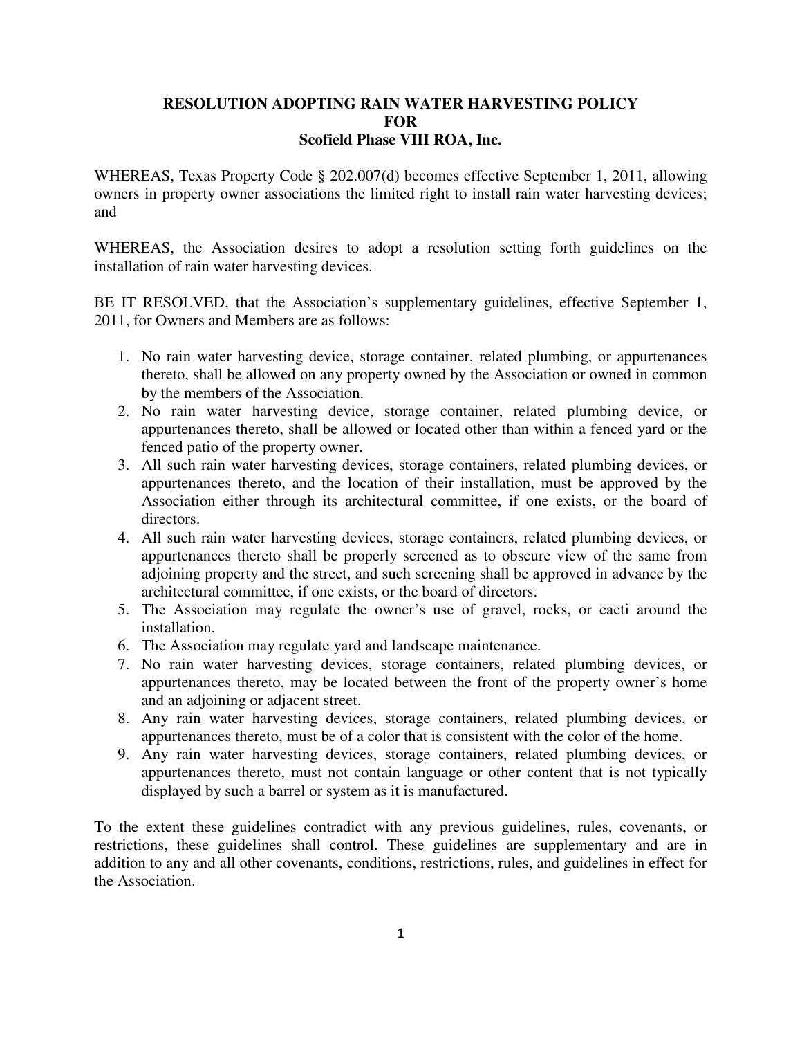# RESOLUTION ADOPTING RAIN WATER HARVESTING POLICY FOR Scofield Phase VIII ROA, Inc.

WHEREAS, Texas Property Code § 202.007(d) becomes effective September 1, 2011, allowing owners in property owner associations the limited right to install rain water harvesting devices; and

WHEREAS, the Association desires to adopt a resolution setting forth guidelines on the installation of rain water harvesting devices.

BE IT RESOLVED, that the Association's supplementary guidelines, effective September 1, 2011, for Owners and Members are as follows:

1. No rain water harvesting device, storage container, related plumbing, or appurtenances thereto, shall be allowed on any property owned by the Association or owned in common by the members of the Association.
2. No rain water harvesting device, storage container, related plumbing device, or appurtenances thereto, shall be allowed or located other than within a fenced yard or the fenced patio of the property owner.
3. All such rain water harvesting devices, storage containers, related plumbing devices, or appurtenances thereto, and the location of their installation, must be approved by the Association either through its architectural committee, if one exists, or the board of directors.
4. All such rain water harvesting devices, storage containers, related plumbing devices, or appurtenances thereto shall be properly screened as to obscure view of the same from adjoining property and the street, and such screening shall be approved in advance by the architectural committee, if one exists, or the board of directors.
5. The Association may regulate the owner's use of gravel, rocks, or cacti around the installation.
6. The Association may regulate yard and landscape maintenance.
7. No rain water harvesting devices, storage containers, related plumbing devices, or appurtenances thereto, may be located between the front of the property owner's home and an adjoining or adjacent street.
8. Any rain water harvesting devices, storage containers, related plumbing devices, or appurtenances thereto, must be of a color that is consistent with the color of the home.
9. Any rain water harvesting devices, storage containers, related plumbing devices, or appurtenances thereto, must not contain language or other content that is not typically displayed by such a barrel or system as it is manufactured.

To the extent these guidelines contradict with any previous guidelines, rules, covenants, or restrictions, these guidelines shall control. These guidelines are supplementary and are in addition to any and all other covenants, conditions, restrictions, rules, and guidelines in effect for the Association.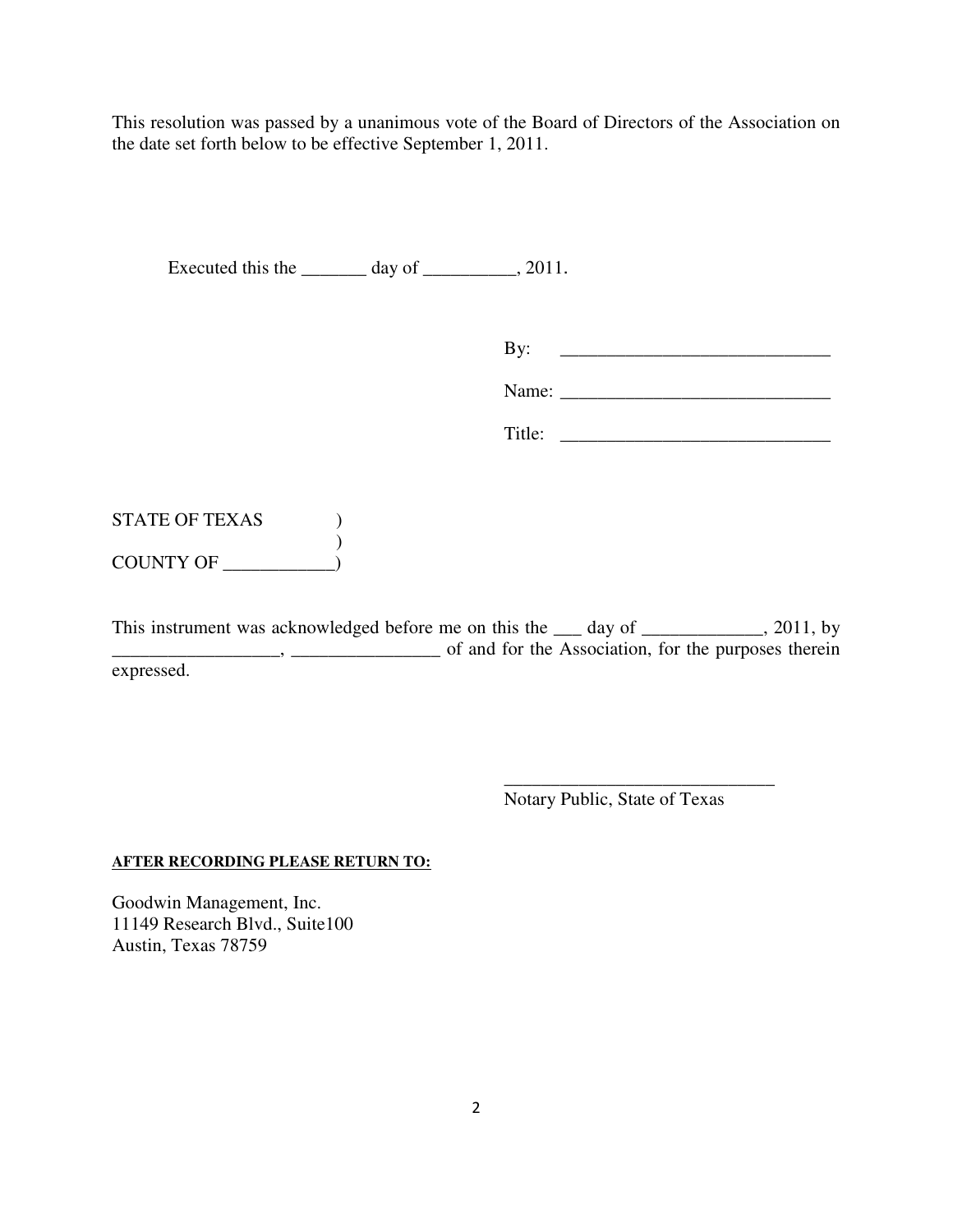This resolution was passed by a unanimous vote of the Board of Directors of the Association on the date set forth below to be effective September 1, 2011.

Executed this the _______ day of __________, 2011.

By: _____________________________

Name: _____________________________

Title: _____________________________

STATE OF TEXAS )
)
COUNTY OF ____________)

This instrument was acknowledged before me on this the ___ day of _____________, 2011, by __________________, ________________ of and for the Association, for the purposes therein expressed.

_____________________________
Notary Public, State of Texas

**AFTER RECORDING PLEASE RETURN TO:**

Goodwin Management, Inc.
11149 Research Blvd., Suite100
Austin, Texas 78759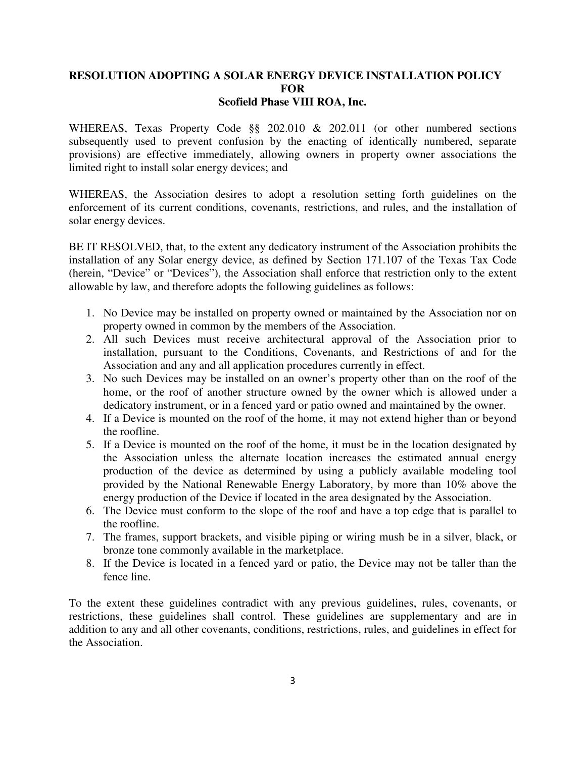**RESOLUTION ADOPTING A SOLAR ENERGY DEVICE INSTALLATION POLICY FOR Scofield Phase VIII ROA, Inc.**

WHEREAS, Texas Property Code §§ 202.010 & 202.011 (or other numbered sections subsequently used to prevent confusion by the enacting of identically numbered, separate provisions) are effective immediately, allowing owners in property owner associations the limited right to install solar energy devices; and

WHEREAS, the Association desires to adopt a resolution setting forth guidelines on the enforcement of its current conditions, covenants, restrictions, and rules, and the installation of solar energy devices.

BE IT RESOLVED, that, to the extent any dedicatory instrument of the Association prohibits the installation of any Solar energy device, as defined by Section 171.107 of the Texas Tax Code (herein, "Device" or "Devices"), the Association shall enforce that restriction only to the extent allowable by law, and therefore adopts the following guidelines as follows:

1. No Device may be installed on property owned or maintained by the Association nor on property owned in common by the members of the Association.
2. All such Devices must receive architectural approval of the Association prior to installation, pursuant to the Conditions, Covenants, and Restrictions of and for the Association and any and all application procedures currently in effect.
3. No such Devices may be installed on an owner's property other than on the roof of the home, or the roof of another structure owned by the owner which is allowed under a dedicatory instrument, or in a fenced yard or patio owned and maintained by the owner.
4. If a Device is mounted on the roof of the home, it may not extend higher than or beyond the roofline.
5. If a Device is mounted on the roof of the home, it must be in the location designated by the Association unless the alternate location increases the estimated annual energy production of the device as determined by using a publicly available modeling tool provided by the National Renewable Energy Laboratory, by more than 10% above the energy production of the Device if located in the area designated by the Association.
6. The Device must conform to the slope of the roof and have a top edge that is parallel to the roofline.
7. The frames, support brackets, and visible piping or wiring mush be in a silver, black, or bronze tone commonly available in the marketplace.
8. If the Device is located in a fenced yard or patio, the Device may not be taller than the fence line.

To the extent these guidelines contradict with any previous guidelines, rules, covenants, or restrictions, these guidelines shall control. These guidelines are supplementary and are in addition to any and all other covenants, conditions, restrictions, rules, and guidelines in effect for the Association.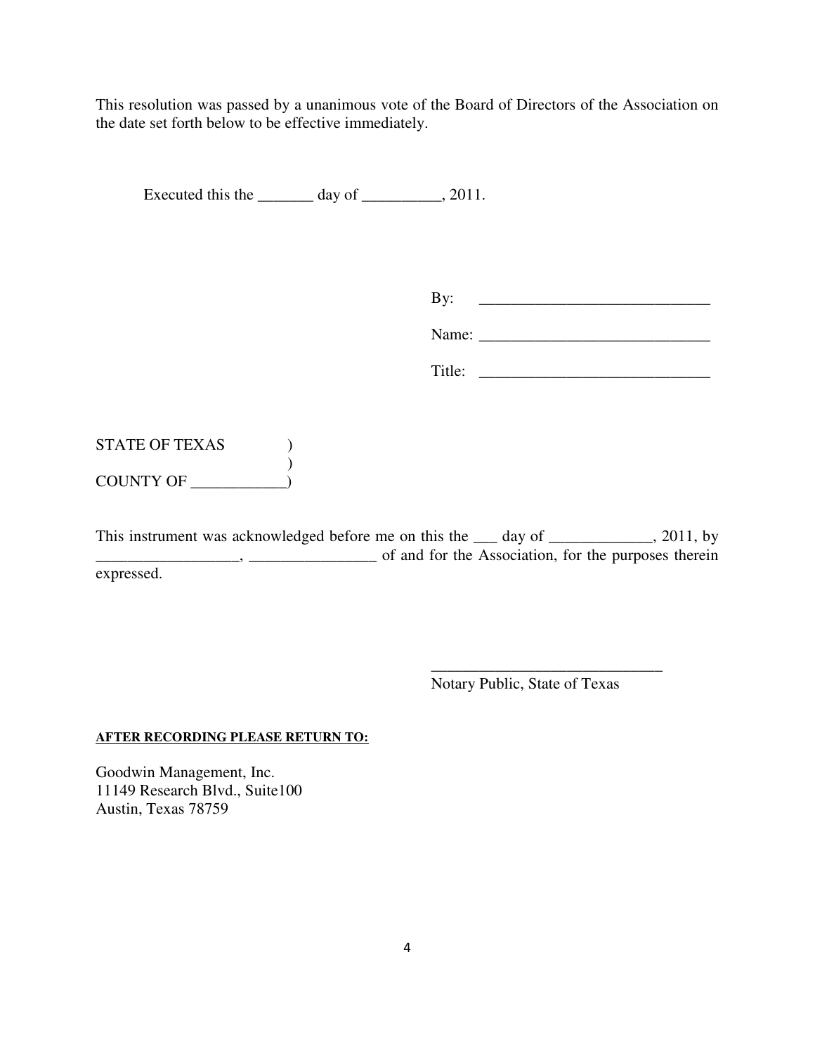This resolution was passed by a unanimous vote of the Board of Directors of the Association on the date set forth below to be effective immediately.

Executed this the _______ day of __________, 2011.

By: _____________________________

Name: _____________________________

Title: _____________________________

STATE OF TEXAS )
)
COUNTY OF ____________)

This instrument was acknowledged before me on this the ___ day of _____________, 2011, by __________________, ________________ of and for the Association, for the purposes therein expressed.

_____________________________
Notary Public, State of Texas

**AFTER RECORDING PLEASE RETURN TO:**

Goodwin Management, Inc.
11149 Research Blvd., Suite100
Austin, Texas 78759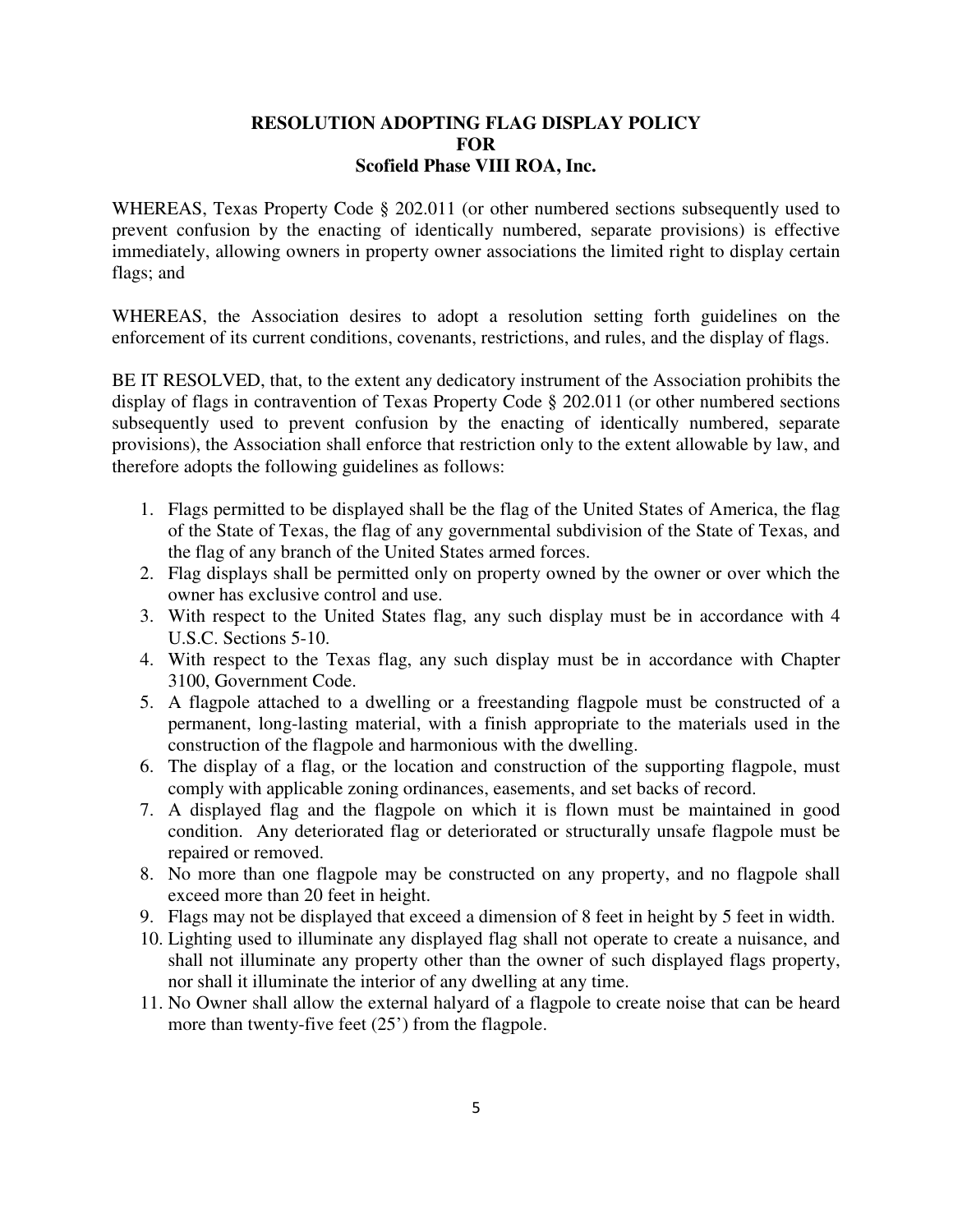# RESOLUTION ADOPTING FLAG DISPLAY POLICY
# FOR
# Scofield Phase VIII ROA, Inc.

WHEREAS, Texas Property Code § 202.011 (or other numbered sections subsequently used to prevent confusion by the enacting of identically numbered, separate provisions) is effective immediately, allowing owners in property owner associations the limited right to display certain flags; and

WHEREAS, the Association desires to adopt a resolution setting forth guidelines on the enforcement of its current conditions, covenants, restrictions, and rules, and the display of flags.

BE IT RESOLVED, that, to the extent any dedicatory instrument of the Association prohibits the display of flags in contravention of Texas Property Code § 202.011 (or other numbered sections subsequently used to prevent confusion by the enacting of identically numbered, separate provisions), the Association shall enforce that restriction only to the extent allowable by law, and therefore adopts the following guidelines as follows:

1. Flags permitted to be displayed shall be the flag of the United States of America, the flag of the State of Texas, the flag of any governmental subdivision of the State of Texas, and the flag of any branch of the United States armed forces.
2. Flag displays shall be permitted only on property owned by the owner or over which the owner has exclusive control and use.
3. With respect to the United States flag, any such display must be in accordance with 4 U.S.C. Sections 5-10.
4. With respect to the Texas flag, any such display must be in accordance with Chapter 3100, Government Code.
5. A flagpole attached to a dwelling or a freestanding flagpole must be constructed of a permanent, long-lasting material, with a finish appropriate to the materials used in the construction of the flagpole and harmonious with the dwelling.
6. The display of a flag, or the location and construction of the supporting flagpole, must comply with applicable zoning ordinances, easements, and set backs of record.
7. A displayed flag and the flagpole on which it is flown must be maintained in good condition. Any deteriorated flag or deteriorated or structurally unsafe flagpole must be repaired or removed.
8. No more than one flagpole may be constructed on any property, and no flagpole shall exceed more than 20 feet in height.
9. Flags may not be displayed that exceed a dimension of 8 feet in height by 5 feet in width.
10. Lighting used to illuminate any displayed flag shall not operate to create a nuisance, and shall not illuminate any property other than the owner of such displayed flags property, nor shall it illuminate the interior of any dwelling at any time.
11. No Owner shall allow the external halyard of a flagpole to create noise that can be heard more than twenty-five feet (25') from the flagpole.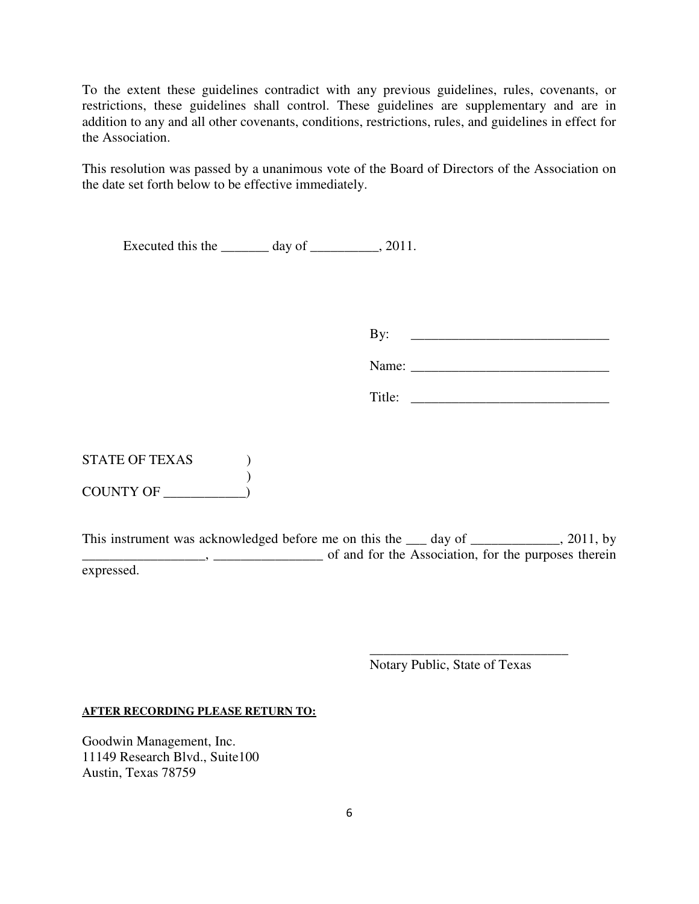To the extent these guidelines contradict with any previous guidelines, rules, covenants, or restrictions, these guidelines shall control. These guidelines are supplementary and are in addition to any and all other covenants, conditions, restrictions, rules, and guidelines in effect for the Association.

This resolution was passed by a unanimous vote of the Board of Directors of the Association on the date set forth below to be effective immediately.

Executed this the _______ day of __________, 2011.

By: _____________________________

Name: _____________________________

Title: _____________________________

STATE OF TEXAS )
)
COUNTY OF ____________)

This instrument was acknowledged before me on this the ___ day of _____________, 2011, by __________________, ________________ of and for the Association, for the purposes therein expressed.

_____________________________
Notary Public, State of Texas

**AFTER RECORDING PLEASE RETURN TO:**

Goodwin Management, Inc.
11149 Research Blvd., Suite100
Austin, Texas 78759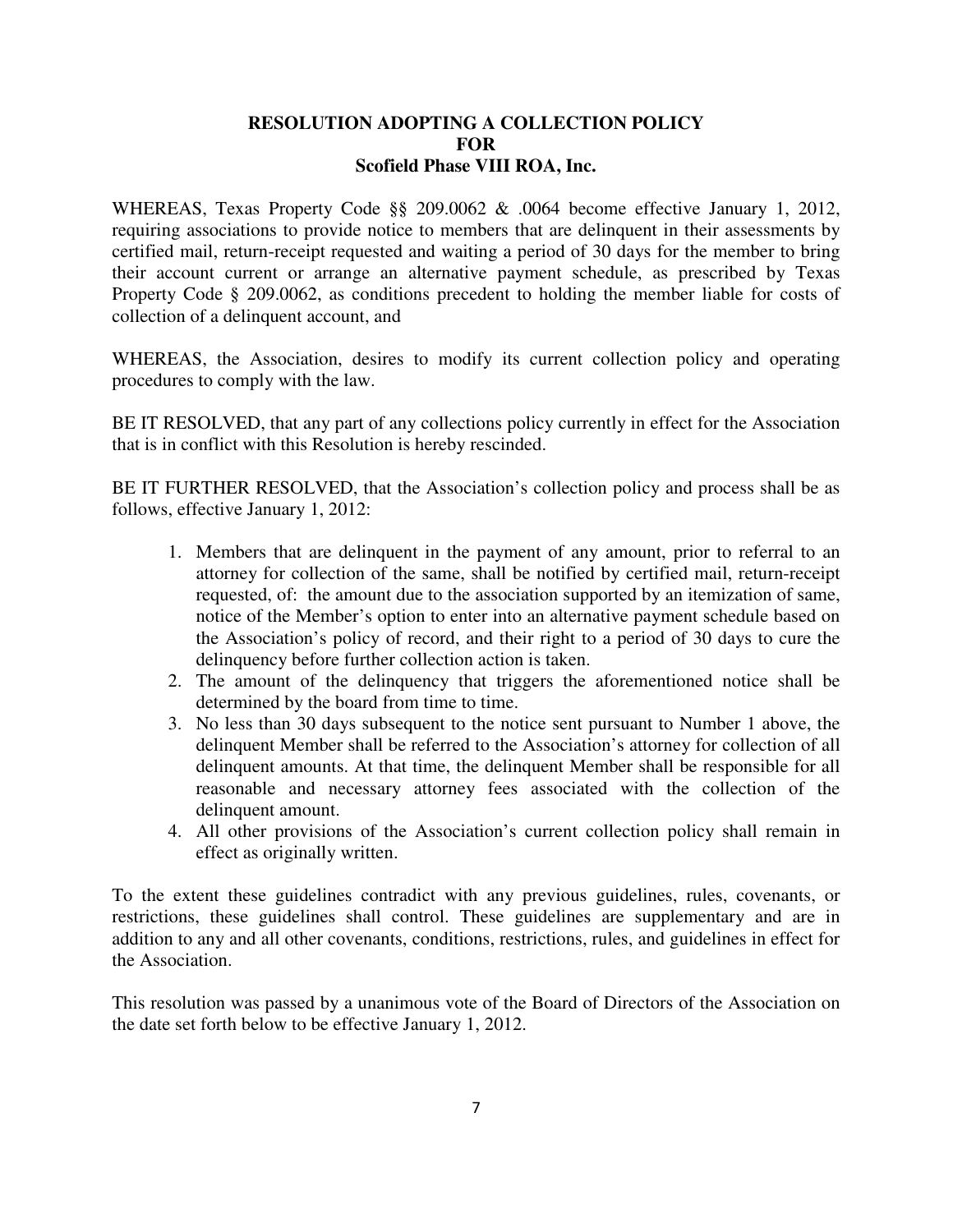**RESOLUTION ADOPTING A COLLECTION POLICY**
**FOR**
**Scofield Phase VIII ROA, Inc.**

WHEREAS, Texas Property Code §§ 209.0062 & .0064 become effective January 1, 2012, requiring associations to provide notice to members that are delinquent in their assessments by certified mail, return-receipt requested and waiting a period of 30 days for the member to bring their account current or arrange an alternative payment schedule, as prescribed by Texas Property Code § 209.0062, as conditions precedent to holding the member liable for costs of collection of a delinquent account, and

WHEREAS, the Association, desires to modify its current collection policy and operating procedures to comply with the law.

BE IT RESOLVED, that any part of any collections policy currently in effect for the Association that is in conflict with this Resolution is hereby rescinded.

BE IT FURTHER RESOLVED, that the Association's collection policy and process shall be as follows, effective January 1, 2012:

1. Members that are delinquent in the payment of any amount, prior to referral to an attorney for collection of the same, shall be notified by certified mail, return-receipt requested, of: the amount due to the association supported by an itemization of same, notice of the Member's option to enter into an alternative payment schedule based on the Association's policy of record, and their right to a period of 30 days to cure the delinquency before further collection action is taken.
2. The amount of the delinquency that triggers the aforementioned notice shall be determined by the board from time to time.
3. No less than 30 days subsequent to the notice sent pursuant to Number 1 above, the delinquent Member shall be referred to the Association's attorney for collection of all delinquent amounts. At that time, the delinquent Member shall be responsible for all reasonable and necessary attorney fees associated with the collection of the delinquent amount.
4. All other provisions of the Association's current collection policy shall remain in effect as originally written.

To the extent these guidelines contradict with any previous guidelines, rules, covenants, or restrictions, these guidelines shall control. These guidelines are supplementary and are in addition to any and all other covenants, conditions, restrictions, rules, and guidelines in effect for the Association.

This resolution was passed by a unanimous vote of the Board of Directors of the Association on the date set forth below to be effective January 1, 2012.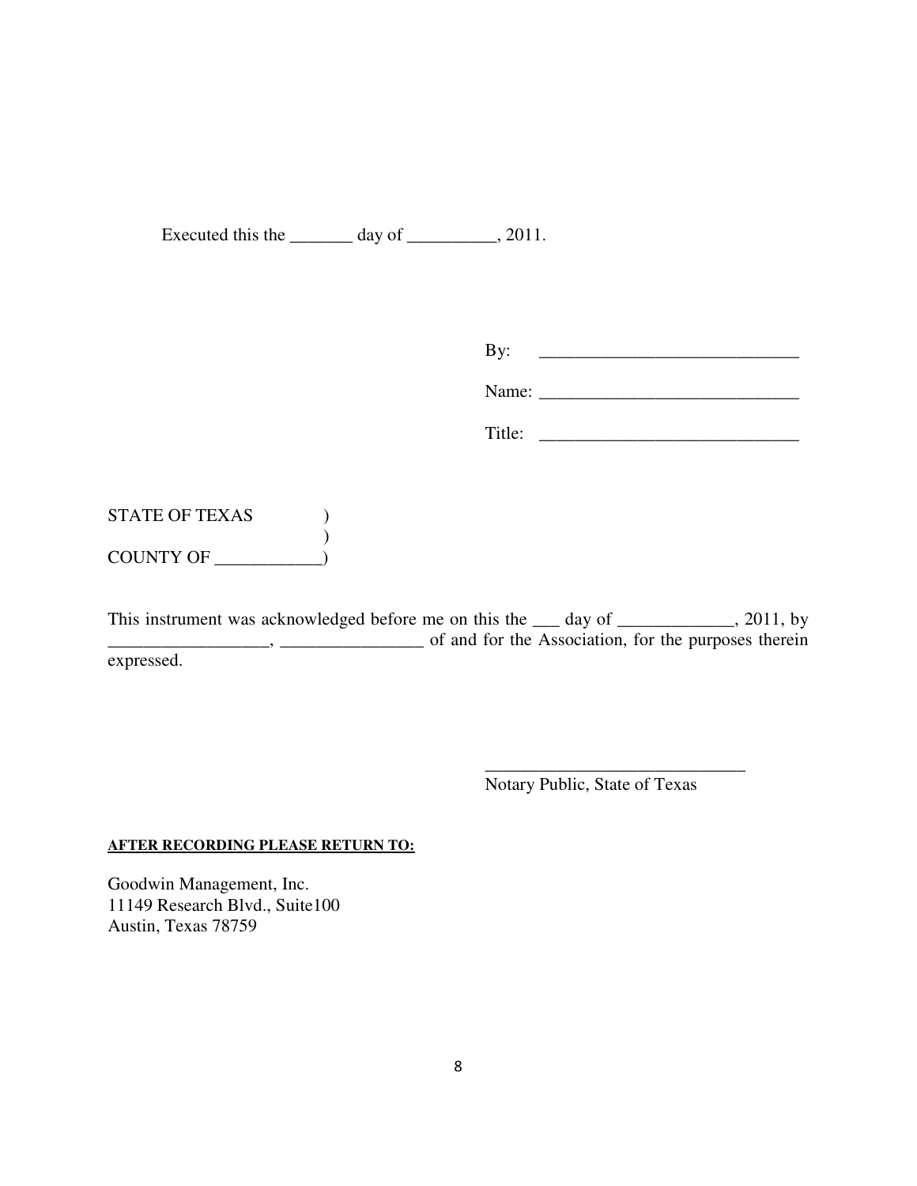Executed this the _______ day of __________, 2011.

By: _____________________________

Name: _____________________________

Title: _____________________________

STATE OF TEXAS )
)
COUNTY OF ____________)

This instrument was acknowledged before me on this the ___ day of _____________, 2011, by __________________, ________________ of and for the Association, for the purposes therein expressed.

_____________________________
Notary Public, State of Texas

**AFTER RECORDING PLEASE RETURN TO:**

Goodwin Management, Inc.
11149 Research Blvd., Suite100
Austin, Texas 78759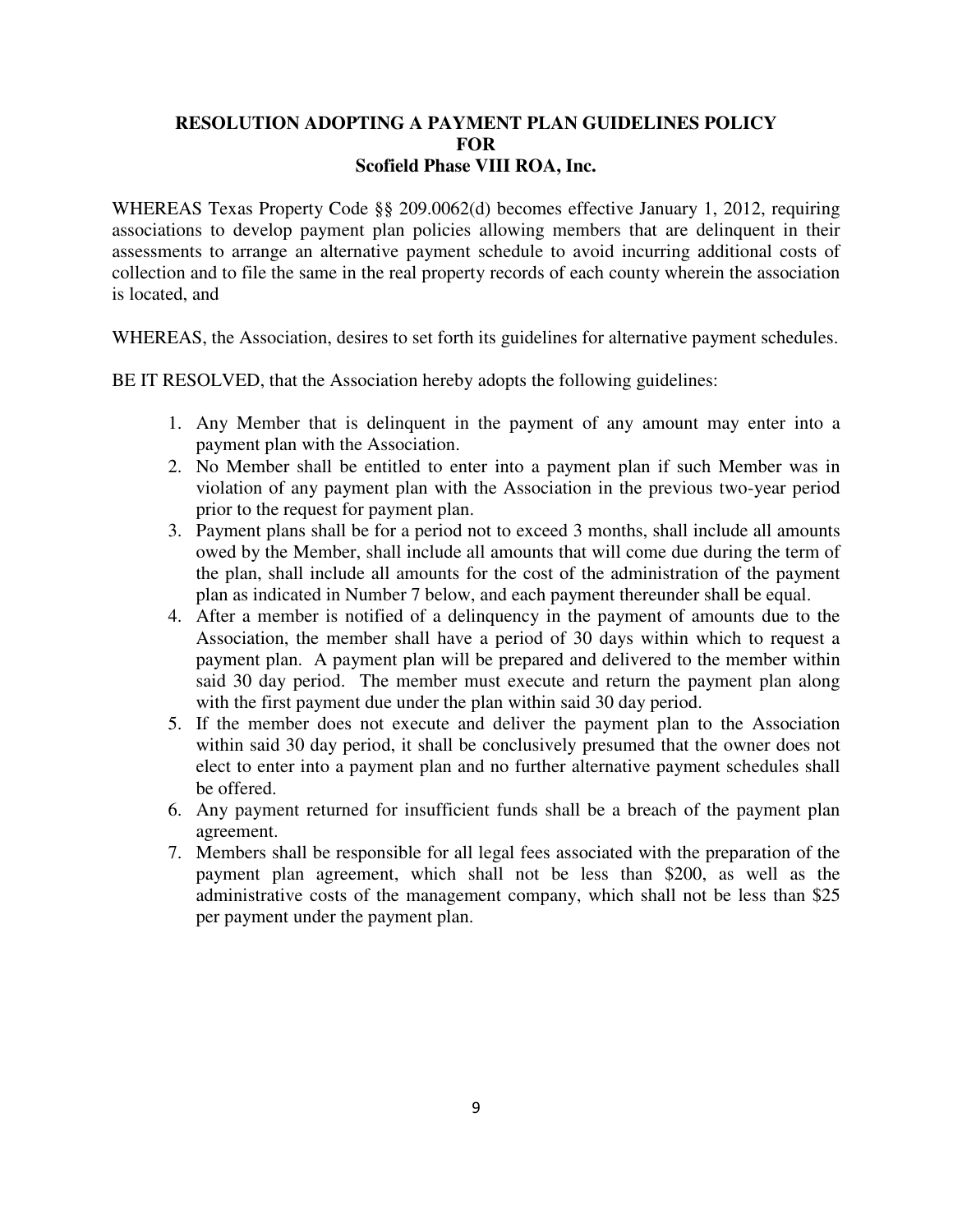**RESOLUTION ADOPTING A PAYMENT PLAN GUIDELINES POLICY**
**FOR**
**Scofield Phase VIII ROA, Inc.**

WHEREAS Texas Property Code §§ 209.0062(d) becomes effective January 1, 2012, requiring associations to develop payment plan policies allowing members that are delinquent in their assessments to arrange an alternative payment schedule to avoid incurring additional costs of collection and to file the same in the real property records of each county wherein the association is located, and

WHEREAS, the Association, desires to set forth its guidelines for alternative payment schedules.

BE IT RESOLVED, that the Association hereby adopts the following guidelines:

1. Any Member that is delinquent in the payment of any amount may enter into a payment plan with the Association.
2. No Member shall be entitled to enter into a payment plan if such Member was in violation of any payment plan with the Association in the previous two-year period prior to the request for payment plan.
3. Payment plans shall be for a period not to exceed 3 months, shall include all amounts owed by the Member, shall include all amounts that will come due during the term of the plan, shall include all amounts for the cost of the administration of the payment plan as indicated in Number 7 below, and each payment thereunder shall be equal.
4. After a member is notified of a delinquency in the payment of amounts due to the Association, the member shall have a period of 30 days within which to request a payment plan. A payment plan will be prepared and delivered to the member within said 30 day period. The member must execute and return the payment plan along with the first payment due under the plan within said 30 day period.
5. If the member does not execute and deliver the payment plan to the Association within said 30 day period, it shall be conclusively presumed that the owner does not elect to enter into a payment plan and no further alternative payment schedules shall be offered.
6. Any payment returned for insufficient funds shall be a breach of the payment plan agreement.
7. Members shall be responsible for all legal fees associated with the preparation of the payment plan agreement, which shall not be less than $200, as well as the administrative costs of the management company, which shall not be less than $25 per payment under the payment plan.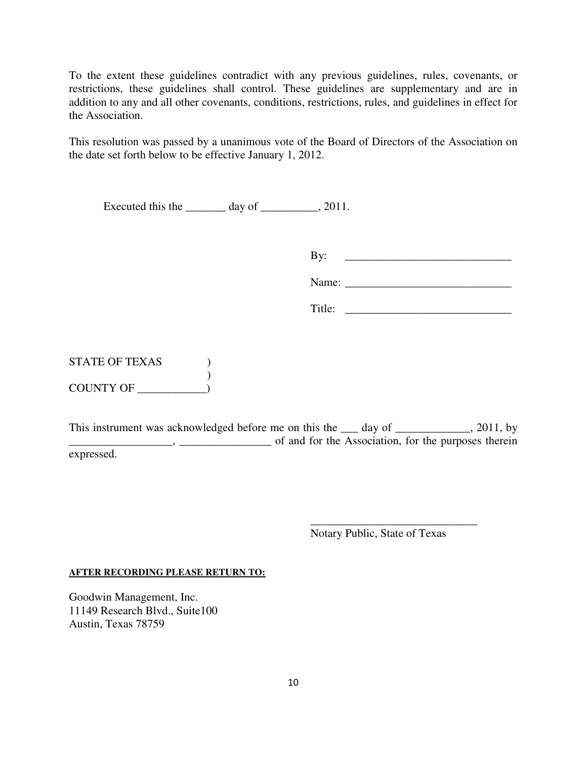To the extent these guidelines contradict with any previous guidelines, rules, covenants, or restrictions, these guidelines shall control. These guidelines are supplementary and are in addition to any and all other covenants, conditions, restrictions, rules, and guidelines in effect for the Association.

This resolution was passed by a unanimous vote of the Board of Directors of the Association on the date set forth below to be effective January 1, 2012.

Executed this the _______ day of __________, 2011.

By: ______________________________

Name: ______________________________

Title: ______________________________

STATE OF TEXAS )
)
COUNTY OF ____________)

This instrument was acknowledged before me on this the ___ day of _____________, 2011, by __________________, ________________ of and for the Association, for the purposes therein expressed.

______________________________
Notary Public, State of Texas

**AFTER RECORDING PLEASE RETURN TO:**

Goodwin Management, Inc.
11149 Research Blvd., Suite100
Austin, Texas 78759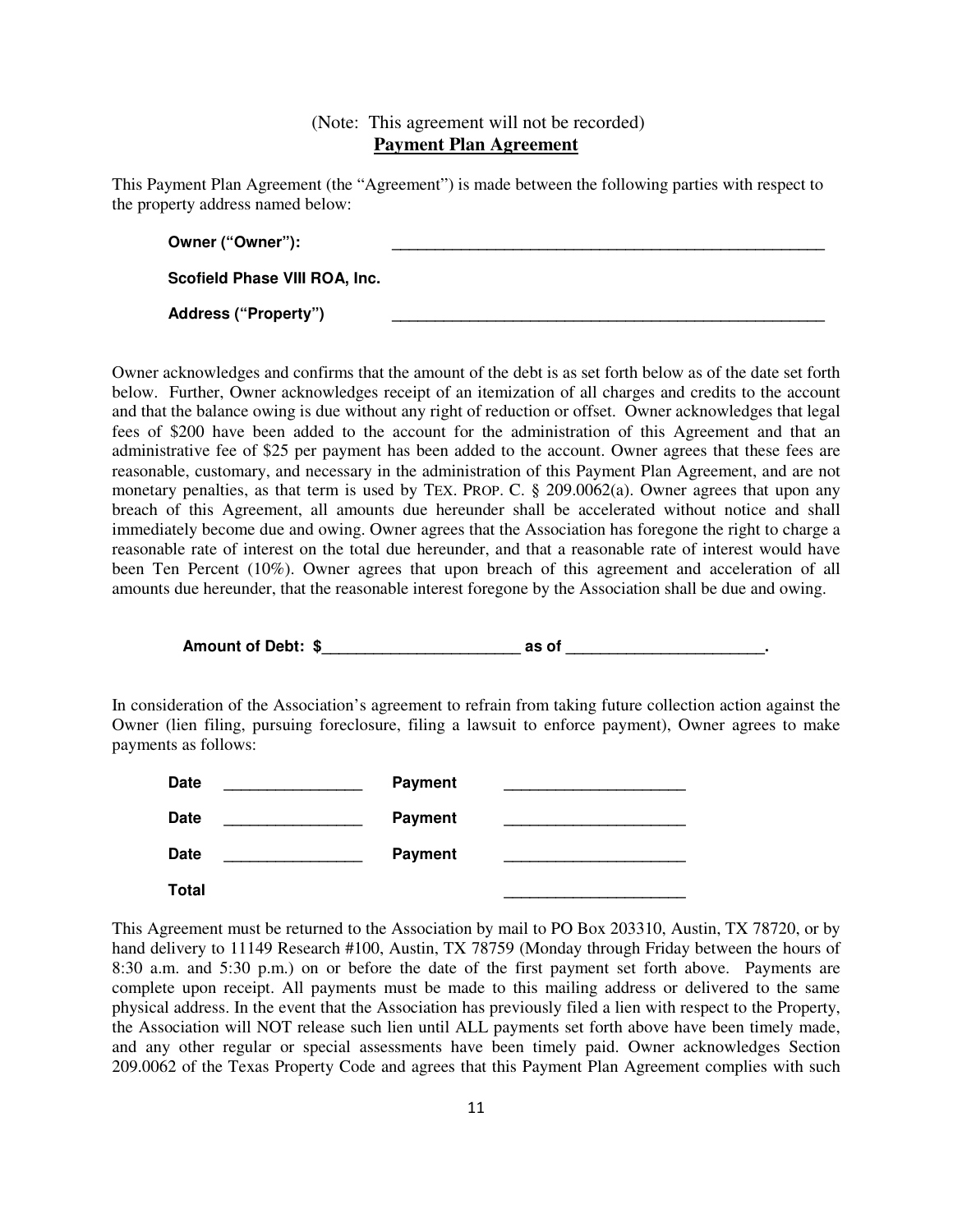(Note: This agreement will not be recorded)

**Payment Plan Agreement**

This Payment Plan Agreement (the "Agreement") is made between the following parties with respect to the property address named below:

**Owner ("Owner"):** _____________________________________________

**Scofield Phase VIII ROA, Inc.**

**Address ("Property")** _____________________________________________

Owner acknowledges and confirms that the amount of the debt is as set forth below as of the date set forth below. Further, Owner acknowledges receipt of an itemization of all charges and credits to the account and that the balance owing is due without any right of reduction or offset. Owner acknowledges that legal fees of $200 have been added to the account for the administration of this Agreement and that an administrative fee of $25 per payment has been added to the account. Owner agrees that these fees are reasonable, customary, and necessary in the administration of this Payment Plan Agreement, and are not monetary penalties, as that term is used by TEX. PROP. C. § 209.0062(a). Owner agrees that upon any breach of this Agreement, all amounts due hereunder shall be accelerated without notice and shall immediately become due and owing. Owner agrees that the Association has foregone the right to charge a reasonable rate of interest on the total due hereunder, and that a reasonable rate of interest would have been Ten Percent (10%). Owner agrees that upon breach of this agreement and acceleration of all amounts due hereunder, that the reasonable interest foregone by the Association shall be due and owing.

**Amount of Debt: $______________________ as of ______________________.**

In consideration of the Association's agreement to refrain from taking future collection action against the Owner (lien filing, pursuing foreclosure, filing a lawsuit to enforce payment), Owner agrees to make payments as follows:

**Date** ________________ **Payment** ____________________

**Date** ________________ **Payment** ____________________

**Date** ________________ **Payment** ____________________

**Total** ____________________

This Agreement must be returned to the Association by mail to PO Box 203310, Austin, TX 78720, or by hand delivery to 11149 Research #100, Austin, TX 78759 (Monday through Friday between the hours of 8:30 a.m. and 5:30 p.m.) on or before the date of the first payment set forth above. Payments are complete upon receipt. All payments must be made to this mailing address or delivered to the same physical address. In the event that the Association has previously filed a lien with respect to the Property, the Association will NOT release such lien until ALL payments set forth above have been timely made, and any other regular or special assessments have been timely paid. Owner acknowledges Section 209.0062 of the Texas Property Code and agrees that this Payment Plan Agreement complies with such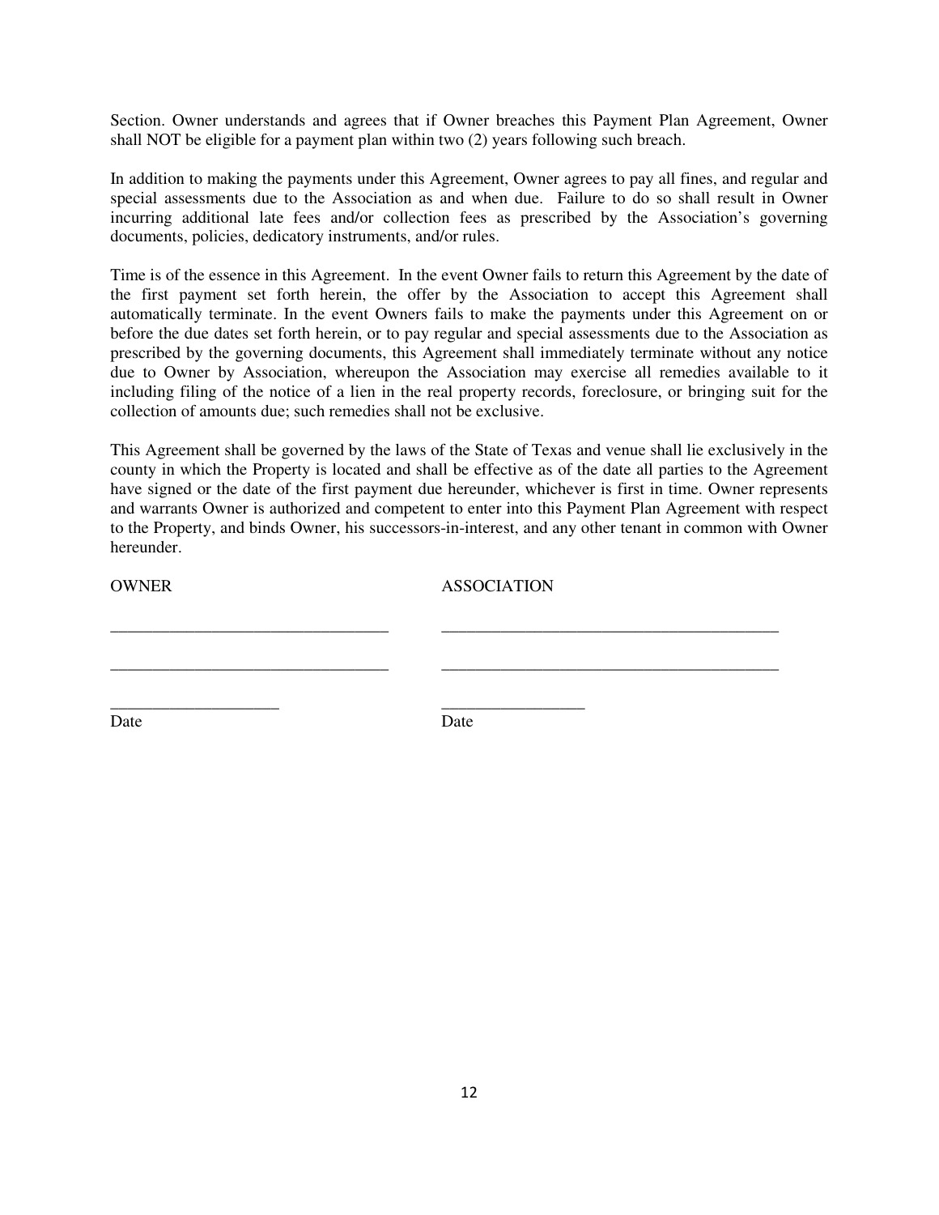Section. Owner understands and agrees that if Owner breaches this Payment Plan Agreement, Owner shall NOT be eligible for a payment plan within two (2) years following such breach.

In addition to making the payments under this Agreement, Owner agrees to pay all fines, and regular and special assessments due to the Association as and when due. Failure to do so shall result in Owner incurring additional late fees and/or collection fees as prescribed by the Association's governing documents, policies, dedicatory instruments, and/or rules.

Time is of the essence in this Agreement. In the event Owner fails to return this Agreement by the date of the first payment set forth herein, the offer by the Association to accept this Agreement shall automatically terminate. In the event Owners fails to make the payments under this Agreement on or before the due dates set forth herein, or to pay regular and special assessments due to the Association as prescribed by the governing documents, this Agreement shall immediately terminate without any notice due to Owner by Association, whereupon the Association may exercise all remedies available to it including filing of the notice of a lien in the real property records, foreclosure, or bringing suit for the collection of amounts due; such remedies shall not be exclusive.

This Agreement shall be governed by the laws of the State of Texas and venue shall lie exclusively in the county in which the Property is located and shall be effective as of the date all parties to the Agreement have signed or the date of the first payment due hereunder, whichever is first in time. Owner represents and warrants Owner is authorized and competent to enter into this Payment Plan Agreement with respect to the Property, and binds Owner, his successors-in-interest, and any other tenant in common with Owner hereunder.

| OWNER | ASSOCIATION |
| --- | --- |
| _________________________________ | _________________________________________ |
| _________________________________ | _________________________________________ |
| ____________________ | _________________ |
| Date | Date |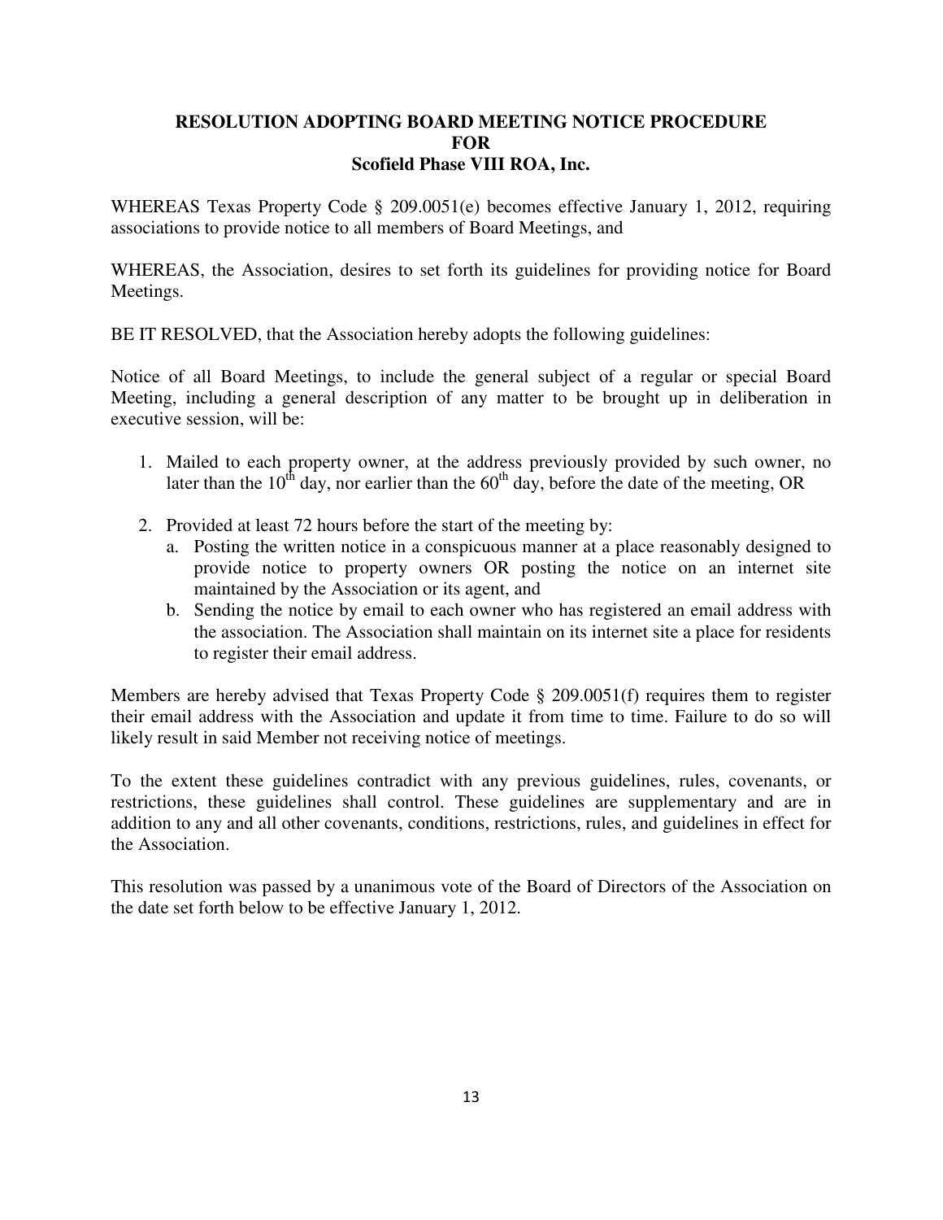**RESOLUTION ADOPTING BOARD MEETING NOTICE PROCEDURE**
**FOR**
**Scofield Phase VIII ROA, Inc.**

WHEREAS Texas Property Code § 209.0051(e) becomes effective January 1, 2012, requiring associations to provide notice to all members of Board Meetings, and

WHEREAS, the Association, desires to set forth its guidelines for providing notice for Board Meetings.

BE IT RESOLVED, that the Association hereby adopts the following guidelines:

Notice of all Board Meetings, to include the general subject of a regular or special Board Meeting, including a general description of any matter to be brought up in deliberation in executive session, will be:

1. Mailed to each property owner, at the address previously provided by such owner, no later than the 10th day, nor earlier than the 60th day, before the date of the meeting, OR

2. Provided at least 72 hours before the start of the meeting by:
   a. Posting the written notice in a conspicuous manner at a place reasonably designed to provide notice to property owners OR posting the notice on an internet site maintained by the Association or its agent, and
   b. Sending the notice by email to each owner who has registered an email address with the association. The Association shall maintain on its internet site a place for residents to register their email address.

Members are hereby advised that Texas Property Code § 209.0051(f) requires them to register their email address with the Association and update it from time to time. Failure to do so will likely result in said Member not receiving notice of meetings.

To the extent these guidelines contradict with any previous guidelines, rules, covenants, or restrictions, these guidelines shall control. These guidelines are supplementary and are in addition to any and all other covenants, conditions, restrictions, rules, and guidelines in effect for the Association.

This resolution was passed by a unanimous vote of the Board of Directors of the Association on the date set forth below to be effective January 1, 2012.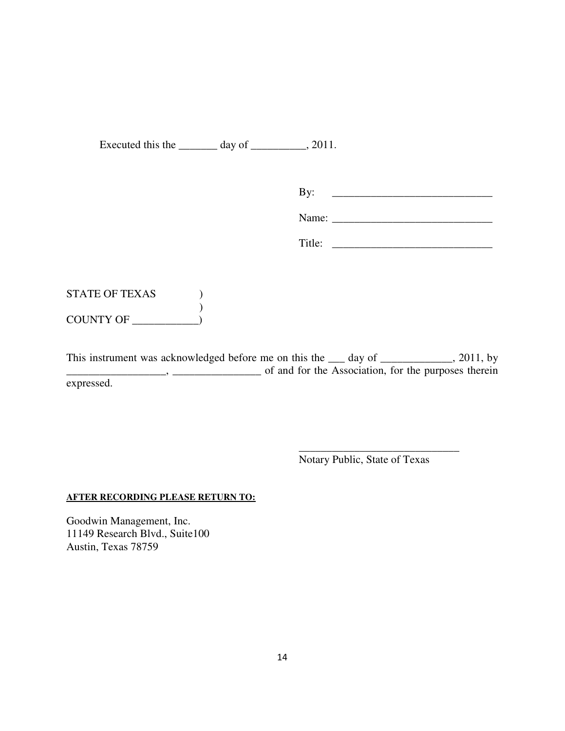Executed this the _______ day of __________, 2011.

By: _____________________________

Name: _____________________________

Title: _____________________________

STATE OF TEXAS )
)
COUNTY OF ____________)

This instrument was acknowledged before me on this the ___ day of _____________, 2011, by __________________, ________________ of and for the Association, for the purposes therein expressed.

_____________________________
Notary Public, State of Texas

**AFTER RECORDING PLEASE RETURN TO:**

Goodwin Management, Inc.
11149 Research Blvd., Suite100
Austin, Texas 78759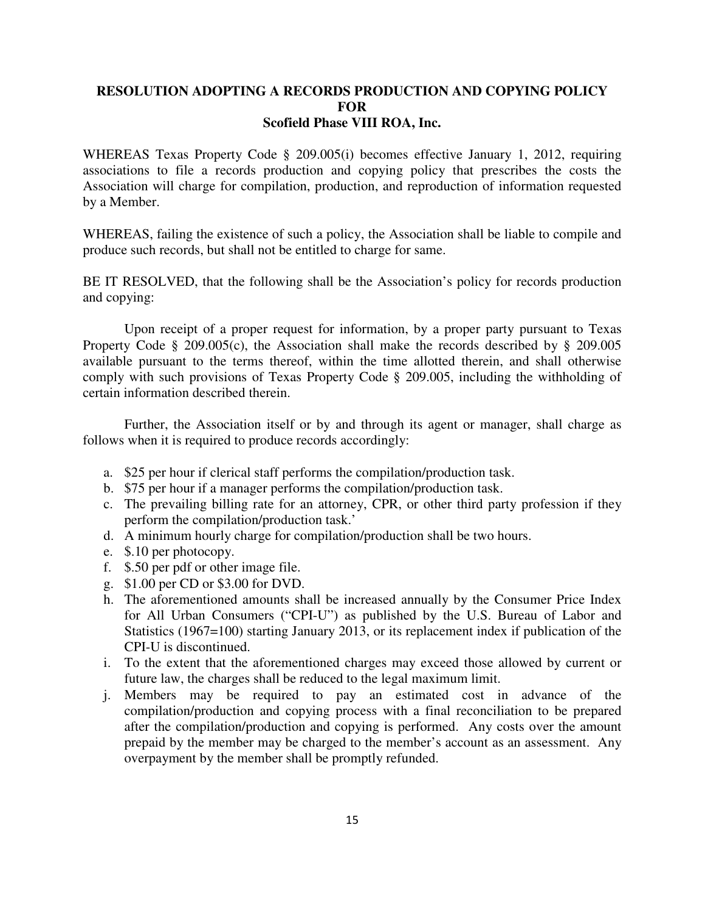**RESOLUTION ADOPTING A RECORDS PRODUCTION AND COPYING POLICY FOR Scofield Phase VIII ROA, Inc.**

WHEREAS Texas Property Code § 209.005(i) becomes effective January 1, 2012, requiring associations to file a records production and copying policy that prescribes the costs the Association will charge for compilation, production, and reproduction of information requested by a Member.

WHEREAS, failing the existence of such a policy, the Association shall be liable to compile and produce such records, but shall not be entitled to charge for same.

BE IT RESOLVED, that the following shall be the Association's policy for records production and copying:

Upon receipt of a proper request for information, by a proper party pursuant to Texas Property Code § 209.005(c), the Association shall make the records described by § 209.005 available pursuant to the terms thereof, within the time allotted therein, and shall otherwise comply with such provisions of Texas Property Code § 209.005, including the withholding of certain information described therein.

Further, the Association itself or by and through its agent or manager, shall charge as follows when it is required to produce records accordingly:

a. $25 per hour if clerical staff performs the compilation/production task.
b. $75 per hour if a manager performs the compilation/production task.
c. The prevailing billing rate for an attorney, CPR, or other third party profession if they perform the compilation/production task.'
d. A minimum hourly charge for compilation/production shall be two hours.
e. $.10 per photocopy.
f. $.50 per pdf or other image file.
g. $1.00 per CD or $3.00 for DVD.
h. The aforementioned amounts shall be increased annually by the Consumer Price Index for All Urban Consumers ("CPI-U") as published by the U.S. Bureau of Labor and Statistics (1967=100) starting January 2013, or its replacement index if publication of the CPI-U is discontinued.
i. To the extent that the aforementioned charges may exceed those allowed by current or future law, the charges shall be reduced to the legal maximum limit.
j. Members may be required to pay an estimated cost in advance of the compilation/production and copying process with a final reconciliation to be prepared after the compilation/production and copying is performed. Any costs over the amount prepaid by the member may be charged to the member's account as an assessment. Any overpayment by the member shall be promptly refunded.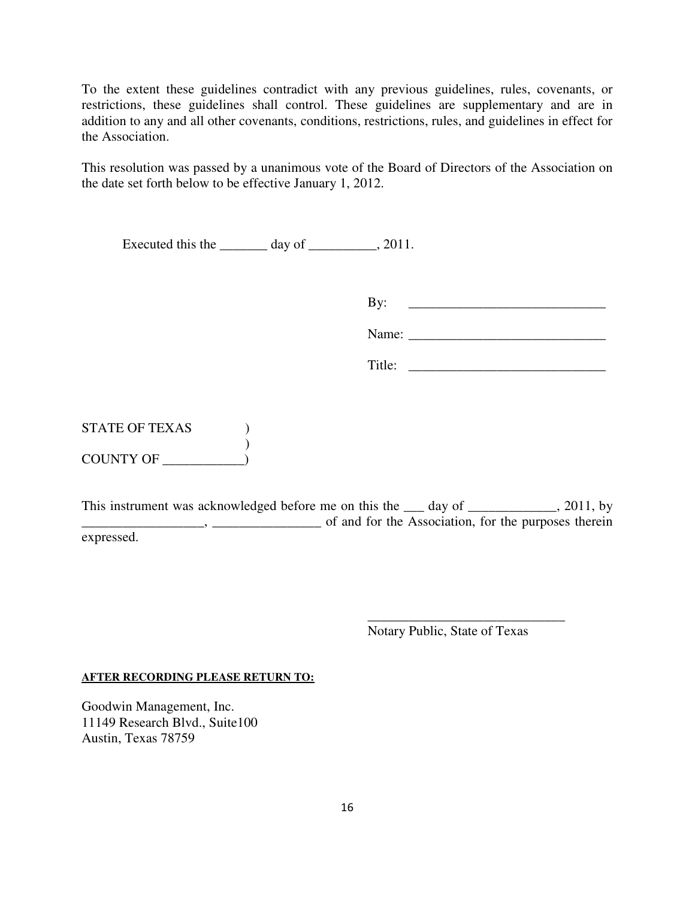To the extent these guidelines contradict with any previous guidelines, rules, covenants, or restrictions, these guidelines shall control. These guidelines are supplementary and are in addition to any and all other covenants, conditions, restrictions, rules, and guidelines in effect for the Association.

This resolution was passed by a unanimous vote of the Board of Directors of the Association on the date set forth below to be effective January 1, 2012.

Executed this the _______ day of __________, 2011.

By: _____________________________

Name: _____________________________

Title: _____________________________

STATE OF TEXAS )
)
COUNTY OF ____________)

This instrument was acknowledged before me on this the ___ day of _____________, 2011, by __________________, ________________ of and for the Association, for the purposes therein expressed.

_____________________________
Notary Public, State of Texas

**AFTER RECORDING PLEASE RETURN TO:**

Goodwin Management, Inc.
11149 Research Blvd., Suite100
Austin, Texas 78759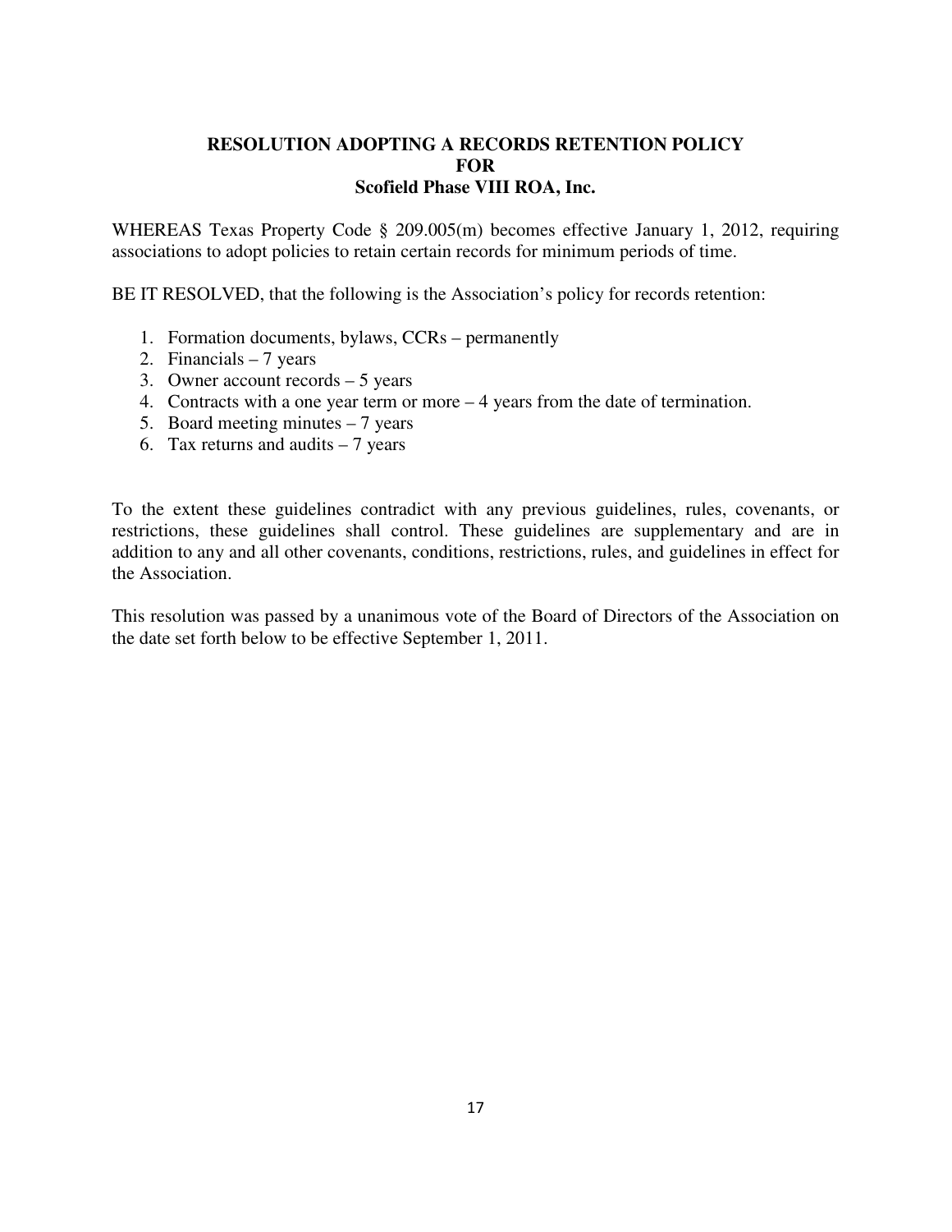**RESOLUTION ADOPTING A RECORDS RETENTION POLICY**
**FOR**
**Scofield Phase VIII ROA, Inc.**

WHEREAS Texas Property Code § 209.005(m) becomes effective January 1, 2012, requiring associations to adopt policies to retain certain records for minimum periods of time.

BE IT RESOLVED, that the following is the Association's policy for records retention:

1. Formation documents, bylaws, CCRs – permanently
2. Financials – 7 years
3. Owner account records – 5 years
4. Contracts with a one year term or more – 4 years from the date of termination.
5. Board meeting minutes – 7 years
6. Tax returns and audits – 7 years

To the extent these guidelines contradict with any previous guidelines, rules, covenants, or restrictions, these guidelines shall control. These guidelines are supplementary and are in addition to any and all other covenants, conditions, restrictions, rules, and guidelines in effect for the Association.

This resolution was passed by a unanimous vote of the Board of Directors of the Association on the date set forth below to be effective September 1, 2011.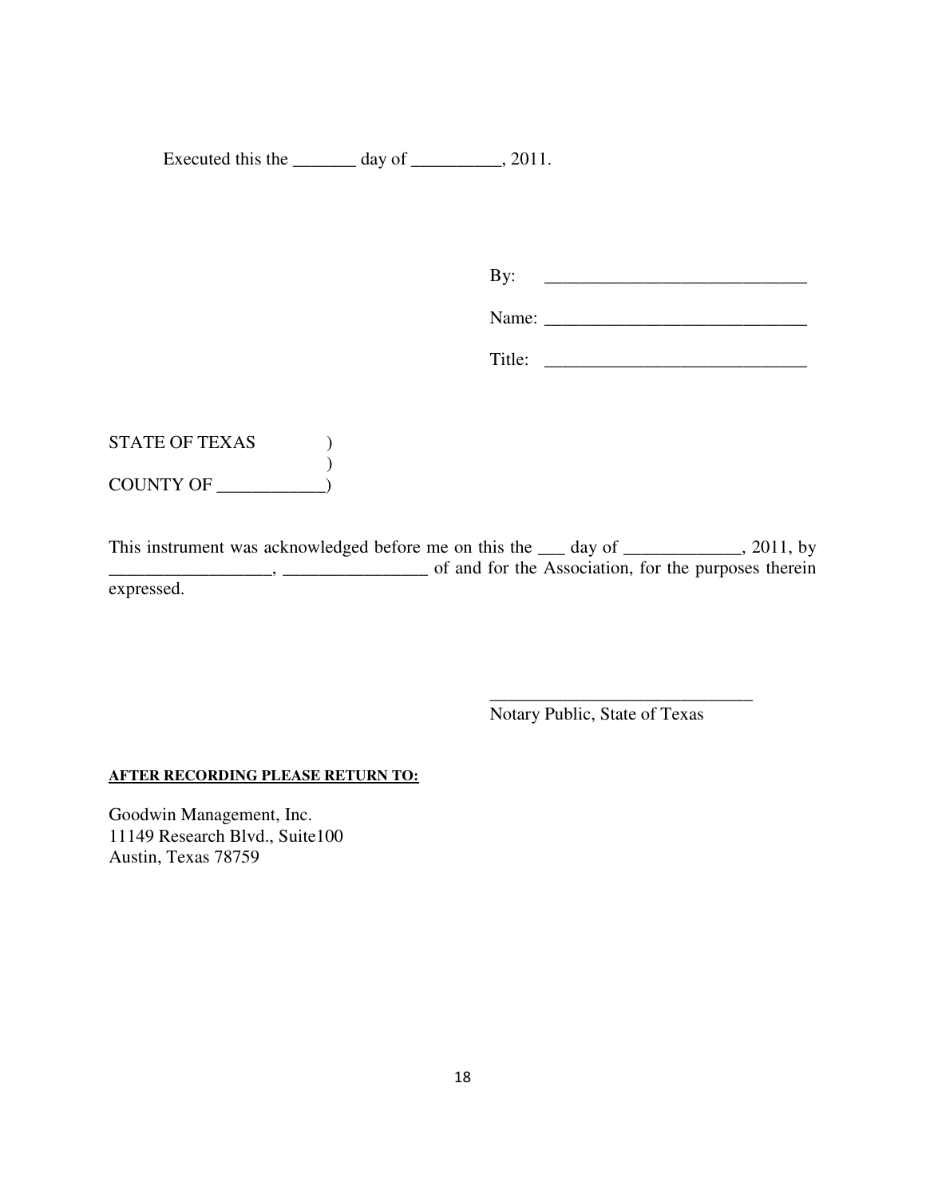Executed this the _______ day of __________, 2011.

By: _____________________________

Name: _____________________________

Title: _____________________________

STATE OF TEXAS )
)
COUNTY OF ____________)

This instrument was acknowledged before me on this the ___ day of _____________, 2011, by __________________, ________________ of and for the Association, for the purposes therein expressed.

______________________________
Notary Public, State of Texas

**AFTER RECORDING PLEASE RETURN TO:**

Goodwin Management, Inc.
11149 Research Blvd., Suite100
Austin, Texas 78759